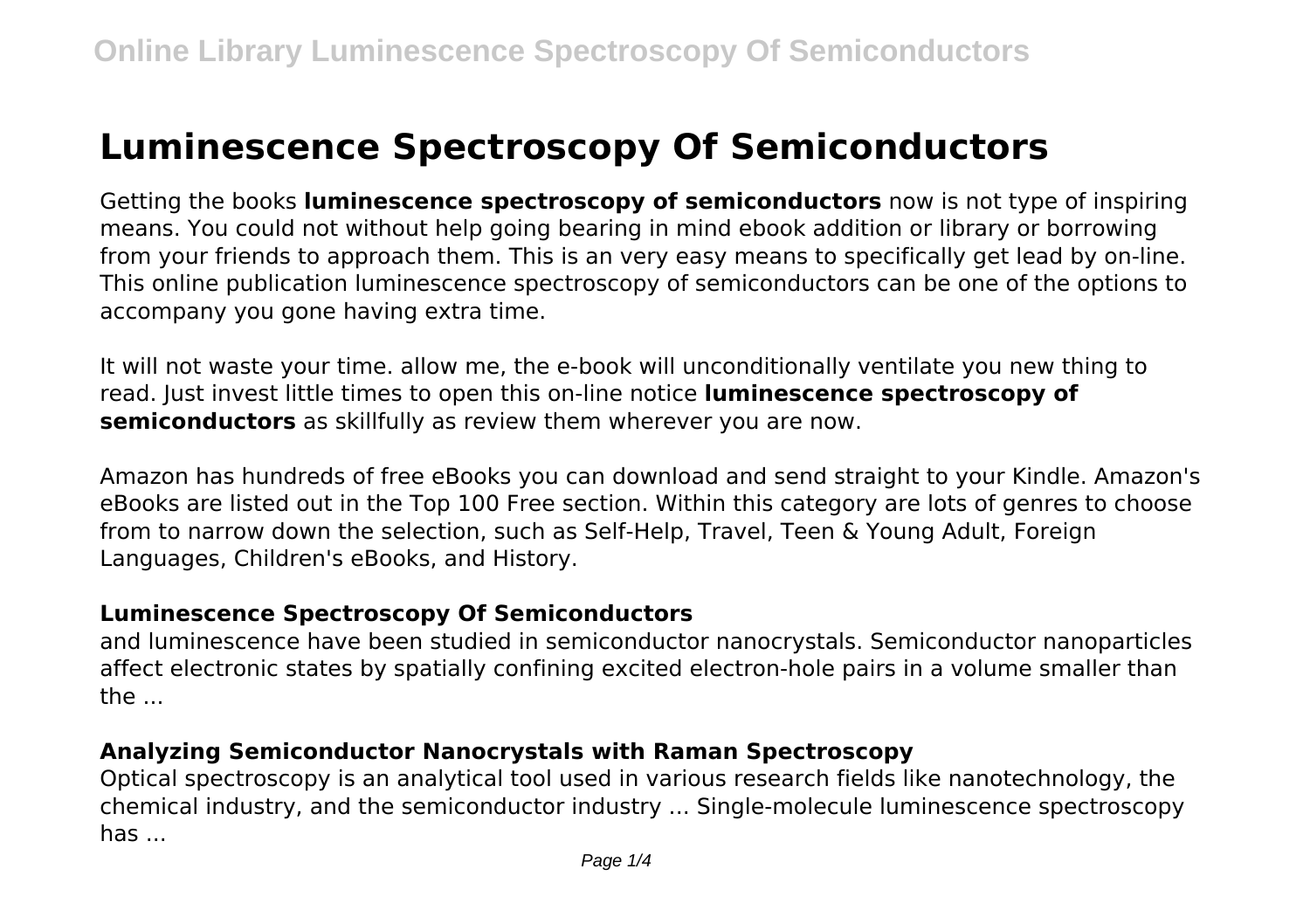# Luminescence Spectroscopy Of Semiconductors

Getting the books **luminescence spectroscopy of semiconductors** now is not type of inspiring means. You could not without help going bearing in mind ebook addition or library or borrowing from your friends to approach them. This is an very easy means to specifically get lead by on-line. This online publication luminescence spectroscopy of semiconductors can be one of the options to accompany you gone having extra time.

It will not waste your time. allow me, the e-book will unconditionally ventilate you new thing to read. Just invest little times to open this on-line notice **luminescence spectroscopy of semiconductors** as skillfully as review them wherever you are now.

Amazon has hundreds of free eBooks you can download and send straight to your Kindle. Amazon's eBooks are listed out in the Top 100 Free section. Within this category are lots of genres to choose from to narrow down the selection, such as Self-Help, Travel, Teen & Young Adult, Foreign Languages, Children's eBooks, and History.

### Luminescence Spectroscopy Of Semiconductors

and luminescence have been studied in semiconductor nanocrystals. Semiconductor nanoparticles affect electronic states by spatially confining excited electron-hole pairs in a volume smaller than the ...

### Analyzing Semiconductor Nanocrystals with Raman Spectroscopy

Optical spectroscopy is an analytical tool used in various research fields like nanotechnology, the chemical industry, and the semiconductor industry ... Single-molecule luminescence spectroscopy has ...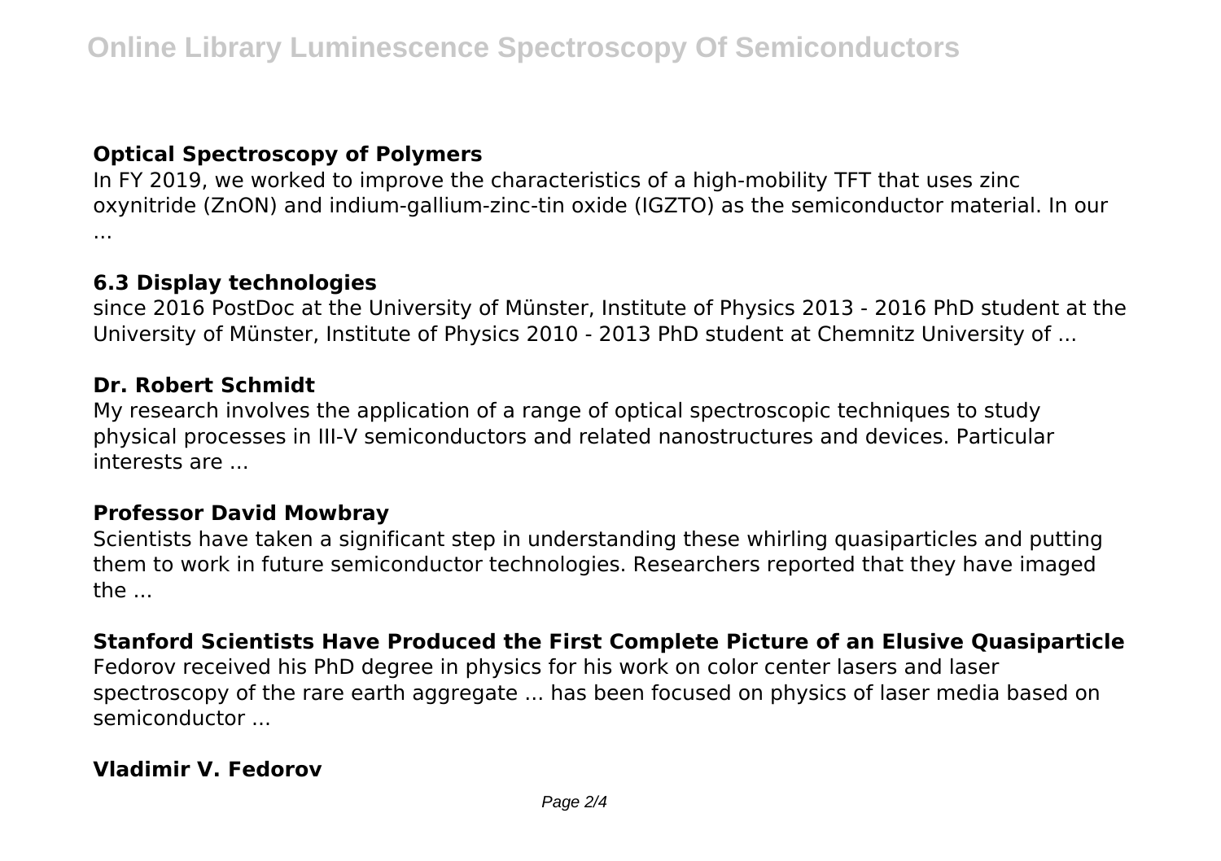### Optical Spectroscopy of Polymers

In FY 2019, we worked to improve the characteristics of a high-mobility TFT that uses zinc oxynitride (ZnON) and indium-gallium-zinc-tin oxide (IGZTO) as the semiconductor material. In our ...

### 6.3 Display technologies

since 2016 PostDoc at the University of Münster, Institute of Physics 2013 - 2016 PhD student at the University of Münster, Institute of Physics 2010 - 2013 PhD student at Chemnitz University of ...

### Dr. Robert Schmidt

My research involves the application of a range of optical spectroscopic techniques to study physical processes in III-V semiconductors and related nanostructures and devices. Particular interests are ...

### Professor David Mowbray

Scientists have taken a significant step in understanding these whirling quasiparticles and putting them to work in future semiconductor technologies. Researchers reported that they have imaged the ...

### Stanford Scientists Have Produced the First Complete Picture of an Elusive Quasiparticle

Fedorov received his PhD degree in physics for his work on color center lasers and laser spectroscopy of the rare earth aggregate ... has been focused on physics of laser media based on semiconductor ...

### Vladimir V. Fedorov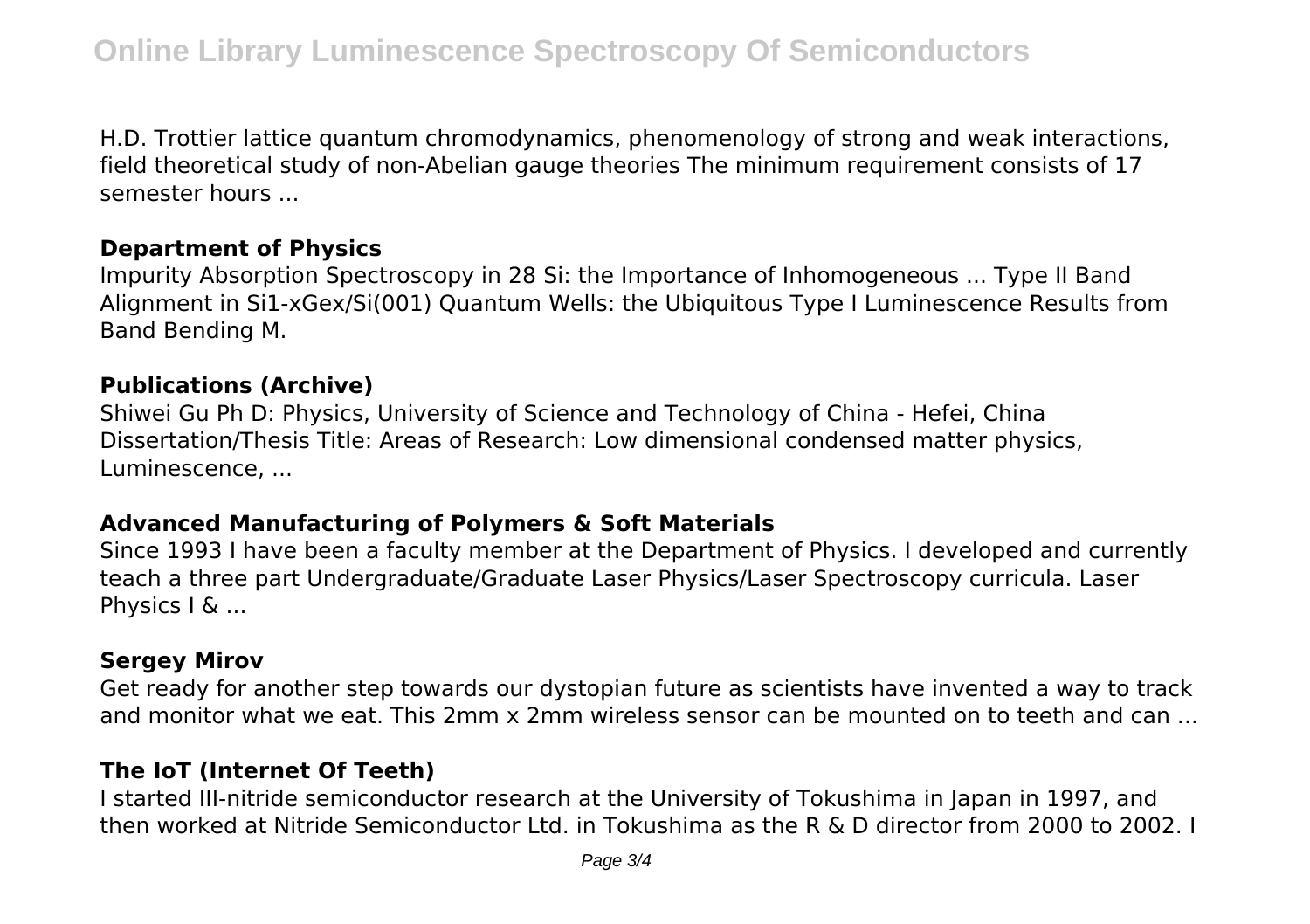H.D. Trottier lattice quantum chromodynamics, phenomenology of strong and weak interactions, field theoretical study of non-Abelian gauge theories The minimum requirement consists of 17 semester hours ...

### Department of Physics

Impurity Absorption Spectroscopy in 28 Si: the Importance of Inhomogeneous ... Type II Band Alignment in Si1-xGex/Si(001) Quantum Wells: the Ubiquitous Type I Luminescence Results from Band Bending M.

### Publications (Archive)

Shiwei Gu Ph D: Physics, University of Science and Technology of China - Hefei, China Dissertation/Thesis Title: Areas of Research: Low dimensional condensed matter physics, Luminescence, ...

### Advanced Manufacturing of Polymers & Soft Materials

Since 1993 I have been a faculty member at the Department of Physics. I developed and currently teach a three part Undergraduate/Graduate Laser Physics/Laser Spectroscopy curricula. Laser Physics I & ...

### Sergey Mirov

Get ready for another step towards our dystopian future as scientists have invented a way to track and monitor what we eat. This 2mm x 2mm wireless sensor can be mounted on to teeth and can ...

### The IoT (Internet Of Teeth)

I started III-nitride semiconductor research at the University of Tokushima in Japan in 1997, and then worked at Nitride Semiconductor Ltd. in Tokushima as the R & D director from 2000 to 2002. I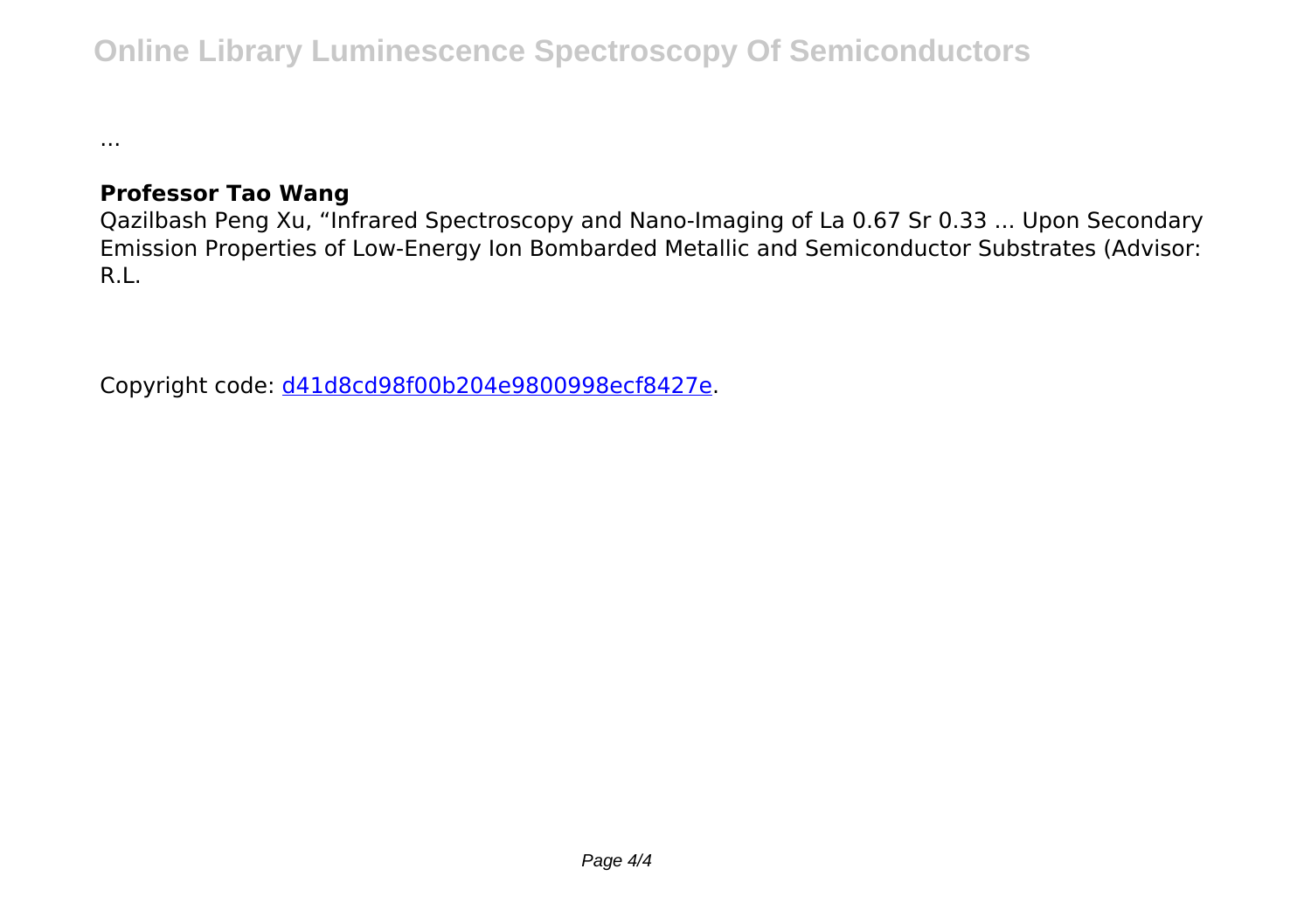...

**Professor Tao Wang**

Qazilbash Peng Xu, “Infrared Spectroscopy and Nano-Imaging of La 0.67 Sr 0.33 ... Upon Secondary Emission Properties of Low-Energy Ion Bombarded Metallic and Semiconductor Substrates (Advisor: R.L.

Copyright code: d41d8cd98f00b204e9800998ecf8427e.